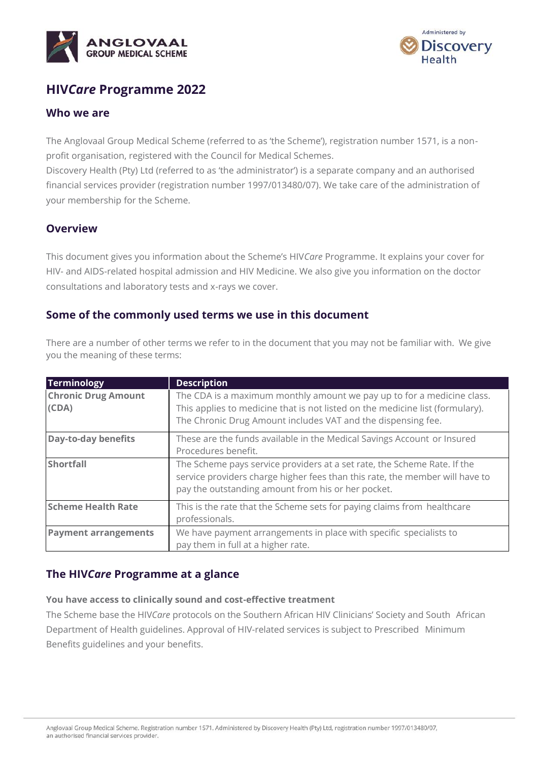# HIV*Care* Programme 2022

## Who we are

The Anglovaal Group Medical Scheme (referred to as 'the Scheme'), registration number 1571, is a non-profit organisation, registered with the Council for Medical Schemes.
Discovery Health (Pty) Ltd (referred to as 'the administrator') is a separate company and an authorised financial services provider (registration number 1997/013480/07). We take care of the administration of your membership for the Scheme.

## Overview

This document gives you information about the Scheme's HIV*Care* Programme. It explains your cover for HIV- and AIDS-related hospital admission and HIV Medicine. We also give you information on the doctor consultations and laboratory tests and x-rays we cover.

## Some of the commonly used terms we use in this document

There are a number of other terms we refer to in the document that you may not be familiar with. We give you the meaning of these terms:

| Terminology | Description |
|---|---|
| **Chronic Drug Amount (CDA)** | The CDA is a maximum monthly amount we pay up to for a medicine class. This applies to medicine that is not listed on the medicine list (formulary). The Chronic Drug Amount includes VAT and the dispensing fee. |
| **Day-to-day benefits** | These are the funds available in the Medical Savings Account or Insured Procedures benefit. |
| **Shortfall** | The Scheme pays service providers at a set rate, the Scheme Rate. If the service providers charge higher fees than this rate, the member will have to pay the outstanding amount from his or her pocket. |
| **Scheme Health Rate** | This is the rate that the Scheme sets for paying claims from healthcare professionals. |
| **Payment arrangements** | We have payment arrangements in place with specific specialists to pay them in full at a higher rate. |

## The HIV*Care* Programme at a glance

**You have access to clinically sound and cost-effective treatment**

The Scheme base the HIV*Care* protocols on the Southern African HIV Clinicians' Society and South African Department of Health guidelines. Approval of HIV-related services is subject to Prescribed Minimum Benefits guidelines and your benefits.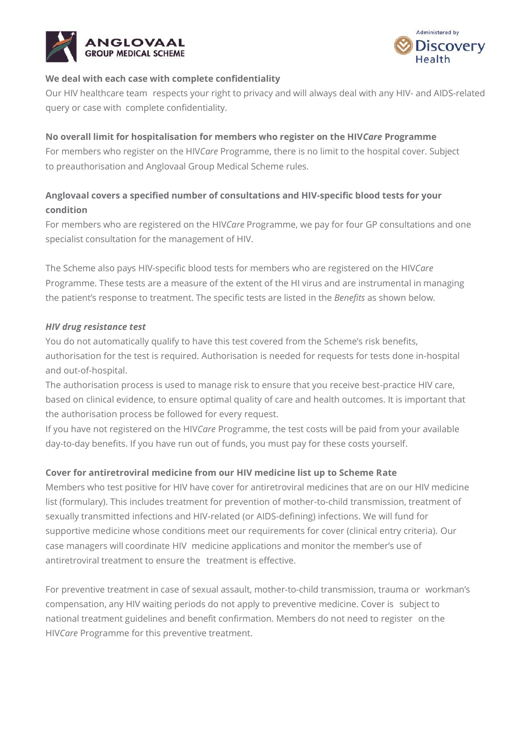**We deal with each case with complete confidentiality**

Our HIV healthcare team respects your right to privacy and will always deal with any HIV- and AIDS-related query or case with complete confidentiality.

**No overall limit for hospitalisation for members who register on the HIV*Care* Programme**

For members who register on the HIV*Care* Programme, there is no limit to the hospital cover. Subject to preauthorisation and Anglovaal Group Medical Scheme rules.

**Anglovaal covers a specified number of consultations and HIV-specific blood tests for your condition**

For members who are registered on the HIV*Care* Programme, we pay for four GP consultations and one specialist consultation for the management of HIV.

The Scheme also pays HIV-specific blood tests for members who are registered on the HIV*Care* Programme. These tests are a measure of the extent of the HI virus and are instrumental in managing the patient's response to treatment. The specific tests are listed in the *Benefits* as shown below.

***HIV drug resistance test***

You do not automatically qualify to have this test covered from the Scheme's risk benefits, authorisation for the test is required. Authorisation is needed for requests for tests done in-hospital and out-of-hospital.

The authorisation process is used to manage risk to ensure that you receive best-practice HIV care, based on clinical evidence, to ensure optimal quality of care and health outcomes. It is important that the authorisation process be followed for every request.

If you have not registered on the HIV*Care* Programme, the test costs will be paid from your available day-to-day benefits. If you have run out of funds, you must pay for these costs yourself.

**Cover for antiretroviral medicine from our HIV medicine list up to Scheme Rate**

Members who test positive for HIV have cover for antiretroviral medicines that are on our HIV medicine list (formulary). This includes treatment for prevention of mother-to-child transmission, treatment of sexually transmitted infections and HIV-related (or AIDS-defining) infections. We will fund for supportive medicine whose conditions meet our requirements for cover (clinical entry criteria). Our case managers will coordinate HIV medicine applications and monitor the member's use of antiretroviral treatment to ensure the treatment is effective.

For preventive treatment in case of sexual assault, mother-to-child transmission, trauma or workman's compensation, any HIV waiting periods do not apply to preventive medicine. Cover is subject to national treatment guidelines and benefit confirmation. Members do not need to register on the HIV*Care* Programme for this preventive treatment.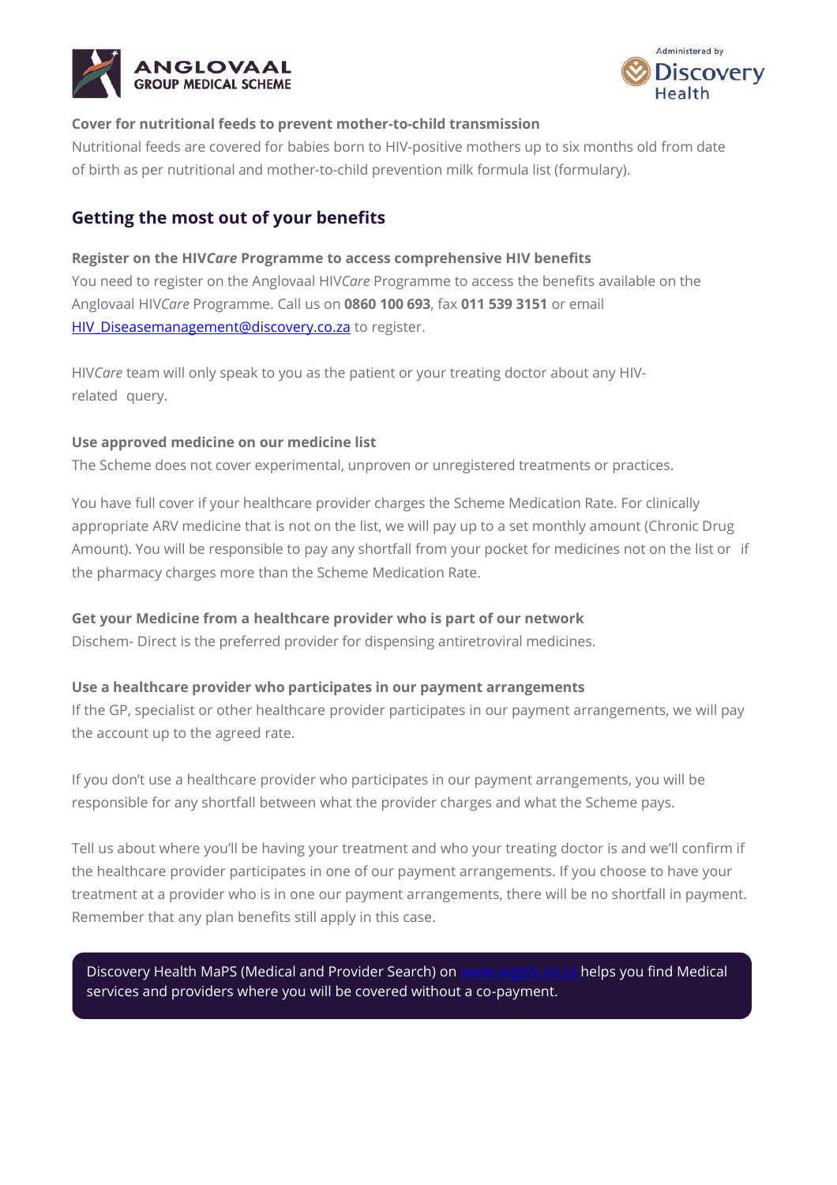**Cover for nutritional feeds to prevent mother-to-child transmission**

Nutritional feeds are covered for babies born to HIV-positive mothers up to six months old from date of birth as per nutritional and mother-to-child prevention milk formula list (formulary).

## Getting the most out of your benefits

**Register on the HIV*Care* Programme to access comprehensive HIV benefits**

You need to register on the Anglovaal HIV*Care* Programme to access the benefits available on the Anglovaal HIV*Care* Programme. Call us on **0860 100 693**, fax **011 539 3151** or email [HIV_Diseasemanagement@discovery.co.za](mailto:HIV_Diseasemanagement@discovery.co.za) to register.

HIV*Care* team will only speak to you as the patient or your treating doctor about any HIV-related query.

**Use approved medicine on our medicine list**

The Scheme does not cover experimental, unproven or unregistered treatments or practices.

You have full cover if your healthcare provider charges the Scheme Medication Rate. For clinically appropriate ARV medicine that is not on the list, we will pay up to a set monthly amount (Chronic Drug Amount). You will be responsible to pay any shortfall from your pocket for medicines not on the list or if the pharmacy charges more than the Scheme Medication Rate.

**Get your Medicine from a healthcare provider who is part of our network**

Dischem- Direct is the preferred provider for dispensing antiretroviral medicines.

**Use a healthcare provider who participates in our payment arrangements**

If the GP, specialist or other healthcare provider participates in our payment arrangements, we will pay the account up to the agreed rate.

If you don't use a healthcare provider who participates in our payment arrangements, you will be responsible for any shortfall between what the provider charges and what the Scheme pays.

Tell us about where you'll be having your treatment and who your treating doctor is and we'll confirm if the healthcare provider participates in one of our payment arrangements. If you choose to have your treatment at a provider who is in one our payment arrangements, there will be no shortfall in payment. Remember that any plan benefits still apply in this case.

Discovery Health MaPS (Medical and Provider Search) on www.avgms.co.za helps you find Medical services and providers where you will be covered without a co-payment.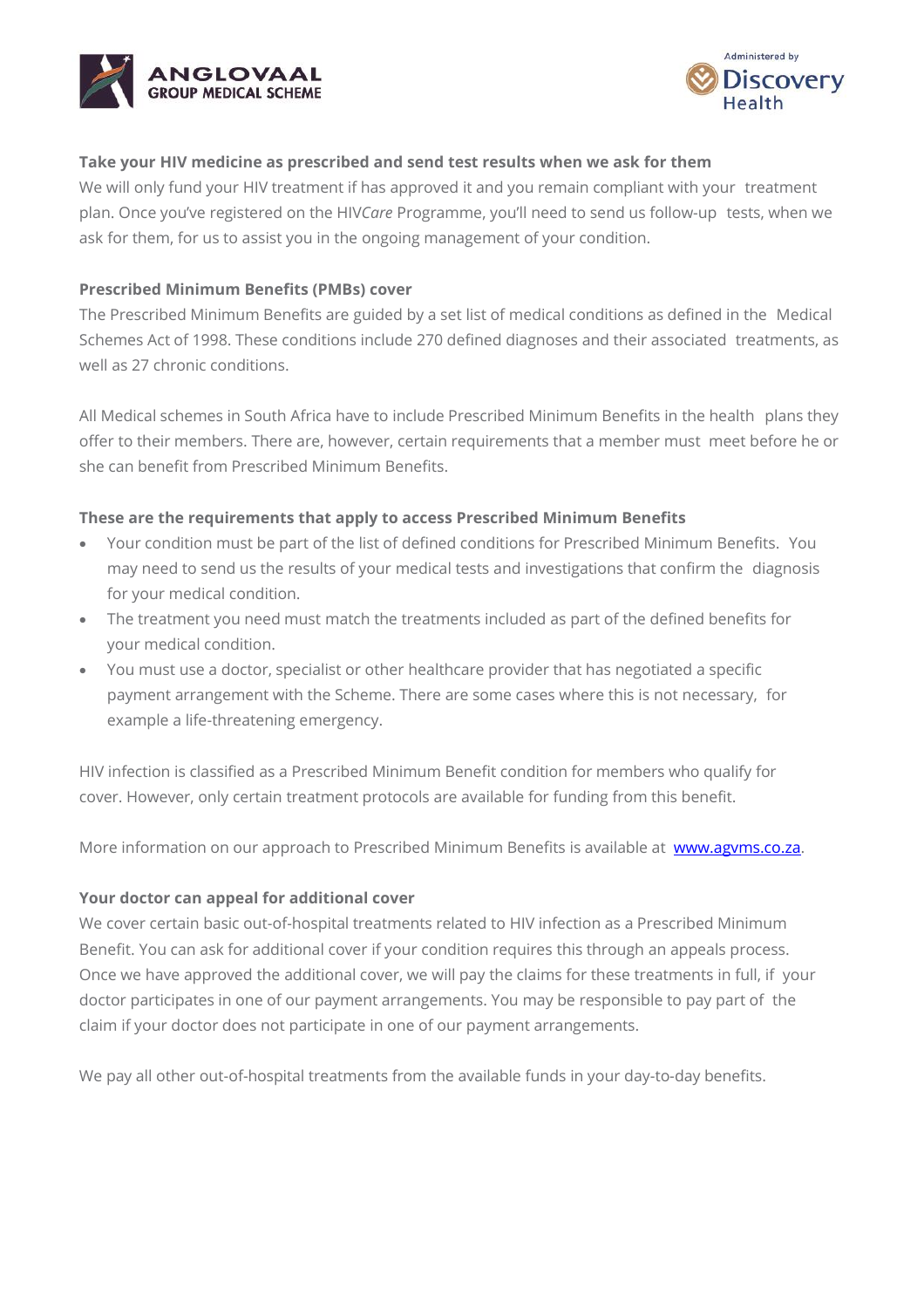**Take your HIV medicine as prescribed and send test results when we ask for them**

We will only fund your HIV treatment if has approved it and you remain compliant with your treatment plan. Once you've registered on the HIV*Care* Programme, you'll need to send us follow-up tests, when we ask for them, for us to assist you in the ongoing management of your condition.

**Prescribed Minimum Benefits (PMBs) cover**

The Prescribed Minimum Benefits are guided by a set list of medical conditions as defined in the Medical Schemes Act of 1998. These conditions include 270 defined diagnoses and their associated treatments, as well as 27 chronic conditions.

All Medical schemes in South Africa have to include Prescribed Minimum Benefits in the health plans they offer to their members. There are, however, certain requirements that a member must meet before he or she can benefit from Prescribed Minimum Benefits.

**These are the requirements that apply to access Prescribed Minimum Benefits**

- Your condition must be part of the list of defined conditions for Prescribed Minimum Benefits. You may need to send us the results of your medical tests and investigations that confirm the diagnosis for your medical condition.
- The treatment you need must match the treatments included as part of the defined benefits for your medical condition.
- You must use a doctor, specialist or other healthcare provider that has negotiated a specific payment arrangement with the Scheme. There are some cases where this is not necessary, for example a life-threatening emergency.

HIV infection is classified as a Prescribed Minimum Benefit condition for members who qualify for cover. However, only certain treatment protocols are available for funding from this benefit.

More information on our approach to Prescribed Minimum Benefits is available at [www.agvms.co.za](http://www.agvms.co.za).

**Your doctor can appeal for additional cover**

We cover certain basic out-of-hospital treatments related to HIV infection as a Prescribed Minimum Benefit. You can ask for additional cover if your condition requires this through an appeals process. Once we have approved the additional cover, we will pay the claims for these treatments in full, if your doctor participates in one of our payment arrangements. You may be responsible to pay part of the claim if your doctor does not participate in one of our payment arrangements.

We pay all other out-of-hospital treatments from the available funds in your day-to-day benefits.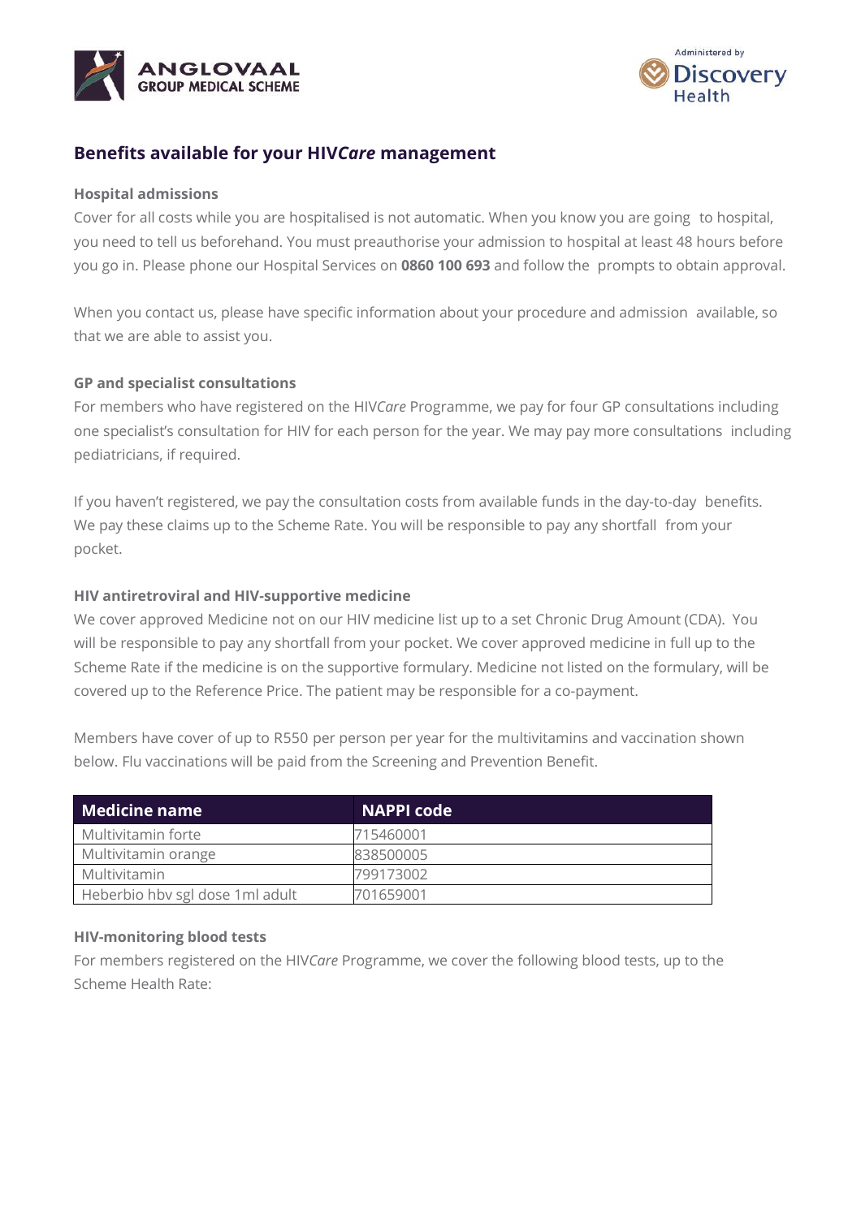## Benefits available for your HIV*Care* management

### Hospital admissions

Cover for all costs while you are hospitalised is not automatic. When you know you are going to hospital, you need to tell us beforehand. You must preauthorise your admission to hospital at least 48 hours before you go in. Please phone our Hospital Services on **0860 100 693** and follow the prompts to obtain approval.

When you contact us, please have specific information about your procedure and admission available, so that we are able to assist you.

### GP and specialist consultations

For members who have registered on the HIV*Care* Programme, we pay for four GP consultations including one specialist's consultation for HIV for each person for the year. We may pay more consultations including pediatricians, if required.

If you haven't registered, we pay the consultation costs from available funds in the day-to-day benefits. We pay these claims up to the Scheme Rate. You will be responsible to pay any shortfall from your pocket.

### HIV antiretroviral and HIV-supportive medicine

We cover approved Medicine not on our HIV medicine list up to a set Chronic Drug Amount (CDA). You will be responsible to pay any shortfall from your pocket. We cover approved medicine in full up to the Scheme Rate if the medicine is on the supportive formulary. Medicine not listed on the formulary, will be covered up to the Reference Price. The patient may be responsible for a co-payment.

Members have cover of up to R550 per person per year for the multivitamins and vaccination shown below. Flu vaccinations will be paid from the Screening and Prevention Benefit.

| Medicine name | NAPPI code |
|---|---|
| Multivitamin forte | 715460001 |
| Multivitamin orange | 838500005 |
| Multivitamin | 799173002 |
| Heberbio hbv sgl dose 1ml adult | 701659001 |

### HIV-monitoring blood tests

For members registered on the HIV*Care* Programme, we cover the following blood tests, up to the Scheme Health Rate: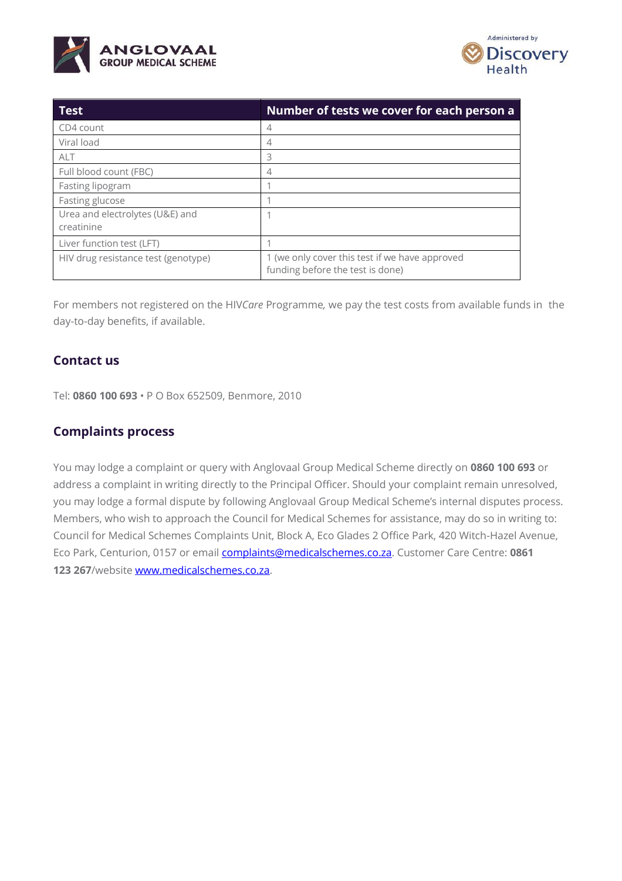| Test | Number of tests we cover for each person a |
| --- | --- |
| CD4 count | 4 |
| Viral load | 4 |
| ALT | 3 |
| Full blood count (FBC) | 4 |
| Fasting lipogram | 1 |
| Fasting glucose | 1 |
| Urea and electrolytes (U&E) and creatinine | 1 |
| Liver function test (LFT) | 1 |
| HIV drug resistance test (genotype) | 1 (we only cover this test if we have approved funding before the test is done) |

For members not registered on the HIV*Care* Programme, we pay the test costs from available funds in the day-to-day benefits, if available.

## Contact us

Tel: **0860 100 693** • P O Box 652509, Benmore, 2010

## Complaints process

You may lodge a complaint or query with Anglovaal Group Medical Scheme directly on **0860 100 693** or address a complaint in writing directly to the Principal Officer. Should your complaint remain unresolved, you may lodge a formal dispute by following Anglovaal Group Medical Scheme's internal disputes process. Members, who wish to approach the Council for Medical Schemes for assistance, may do so in writing to: Council for Medical Schemes Complaints Unit, Block A, Eco Glades 2 Office Park, 420 Witch-Hazel Avenue, Eco Park, Centurion, 0157 or email complaints@medicalschemes.co.za. Customer Care Centre: **0861 123 267**/website www.medicalschemes.co.za.